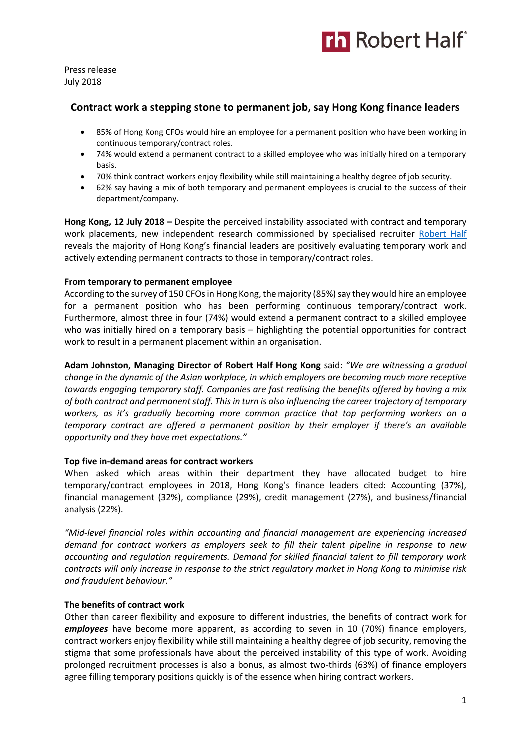Press release
July 2018

## Contract work a stepping stone to permanent job, say Hong Kong finance leaders

- 85% of Hong Kong CFOs would hire an employee for a permanent position who have been working in continuous temporary/contract roles.
- 74% would extend a permanent contract to a skilled employee who was initially hired on a temporary basis.
- 70% think contract workers enjoy flexibility while still maintaining a healthy degree of job security.
- 62% say having a mix of both temporary and permanent employees is crucial to the success of their department/company.

**Hong Kong, 12 July 2018 –** Despite the perceived instability associated with contract and temporary work placements, new independent research commissioned by specialised recruiter Robert Half reveals the majority of Hong Kong's financial leaders are positively evaluating temporary work and actively extending permanent contracts to those in temporary/contract roles.

**From temporary to permanent employee**

According to the survey of 150 CFOs in Hong Kong, the majority (85%) say they would hire an employee for a permanent position who has been performing continuous temporary/contract work. Furthermore, almost three in four (74%) would extend a permanent contract to a skilled employee who was initially hired on a temporary basis – highlighting the potential opportunities for contract work to result in a permanent placement within an organisation.

**Adam Johnston, Managing Director of Robert Half Hong Kong** said: *"We are witnessing a gradual change in the dynamic of the Asian workplace, in which employers are becoming much more receptive towards engaging temporary staff. Companies are fast realising the benefits offered by having a mix of both contract and permanent staff. This in turn is also influencing the career trajectory of temporary workers, as it's gradually becoming more common practice that top performing workers on a temporary contract are offered a permanent position by their employer if there's an available opportunity and they have met expectations."*

**Top five in-demand areas for contract workers**

When asked which areas within their department they have allocated budget to hire temporary/contract employees in 2018, Hong Kong's finance leaders cited: Accounting (37%), financial management (32%), compliance (29%), credit management (27%), and business/financial analysis (22%).

*"Mid-level financial roles within accounting and financial management are experiencing increased demand for contract workers as employers seek to fill their talent pipeline in response to new accounting and regulation requirements. Demand for skilled financial talent to fill temporary work contracts will only increase in response to the strict regulatory market in Hong Kong to minimise risk and fraudulent behaviour."*

**The benefits of contract work**

Other than career flexibility and exposure to different industries, the benefits of contract work for ***employees*** have become more apparent, as according to seven in 10 (70%) finance employers, contract workers enjoy flexibility while still maintaining a healthy degree of job security, removing the stigma that some professionals have about the perceived instability of this type of work. Avoiding prolonged recruitment processes is also a bonus, as almost two-thirds (63%) of finance employers agree filling temporary positions quickly is of the essence when hiring contract workers.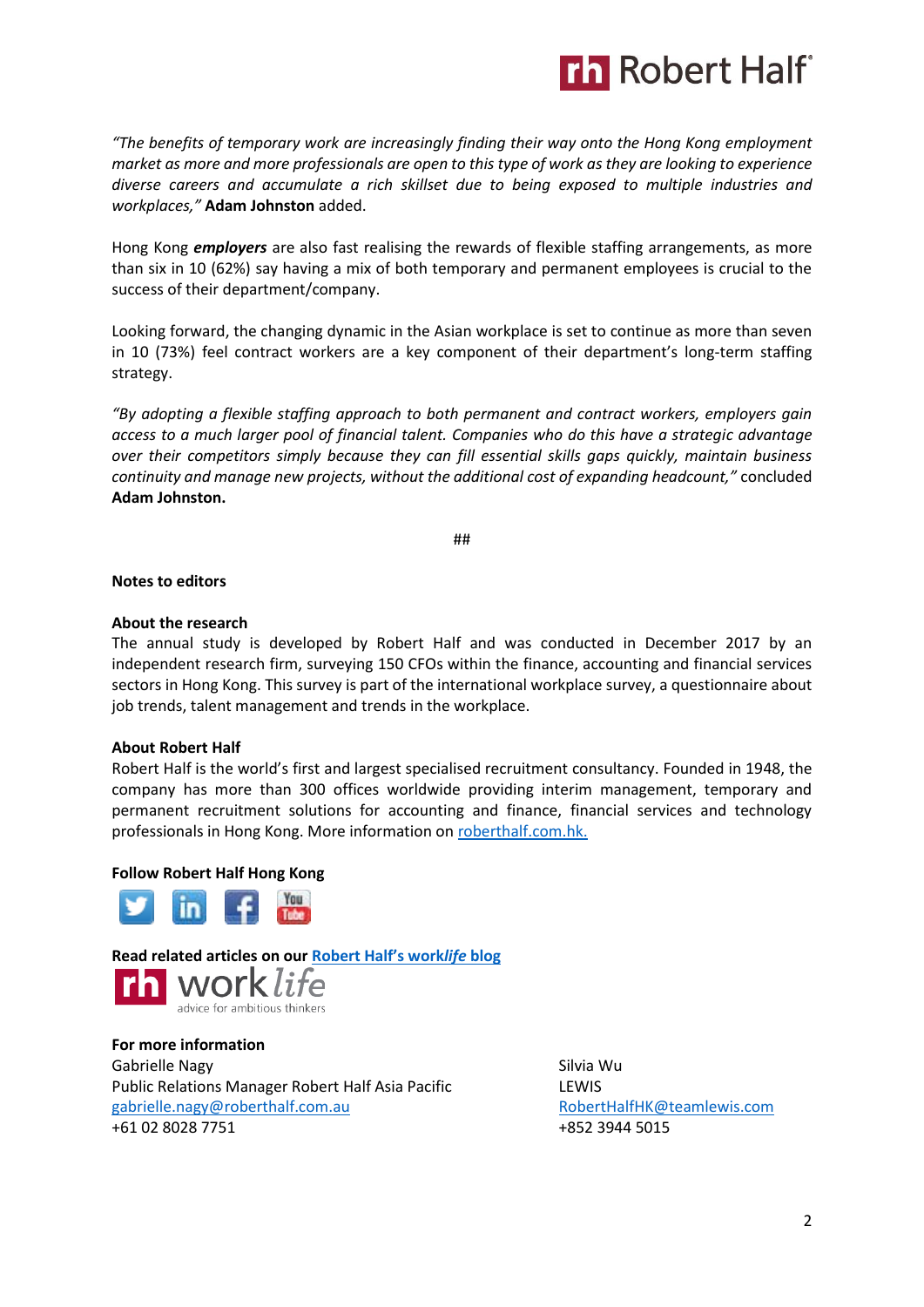*"The benefits of temporary work are increasingly finding their way onto the Hong Kong employment market as more and more professionals are open to this type of work as they are looking to experience diverse careers and accumulate a rich skillset due to being exposed to multiple industries and workplaces,"* **Adam Johnston** added.

Hong Kong ***employers*** are also fast realising the rewards of flexible staffing arrangements, as more than six in 10 (62%) say having a mix of both temporary and permanent employees is crucial to the success of their department/company.

Looking forward, the changing dynamic in the Asian workplace is set to continue as more than seven in 10 (73%) feel contract workers are a key component of their department's long-term staffing strategy.

*"By adopting a flexible staffing approach to both permanent and contract workers, employers gain access to a much larger pool of financial talent. Companies who do this have a strategic advantage over their competitors simply because they can fill essential skills gaps quickly, maintain business continuity and manage new projects, without the additional cost of expanding headcount,"* concluded **Adam Johnston.**

##

**Notes to editors**

**About the research**

The annual study is developed by Robert Half and was conducted in December 2017 by an independent research firm, surveying 150 CFOs within the finance, accounting and financial services sectors in Hong Kong. This survey is part of the international workplace survey, a questionnaire about job trends, talent management and trends in the workplace.

**About Robert Half**

Robert Half is the world's first and largest specialised recruitment consultancy. Founded in 1948, the company has more than 300 offices worldwide providing interim management, temporary and permanent recruitment solutions for accounting and finance, financial services and technology professionals in Hong Kong. More information on [roberthalf.com.hk.](roberthalf.com.hk)

**Follow Robert Half Hong Kong**

**Read related articles on our [Robert Half's work*life* blog]()**

**For more information**

Gabrielle Nagy
Public Relations Manager Robert Half Asia Pacific
[gabrielle.nagy@roberthalf.com.au](mailto:gabrielle.nagy@roberthalf.com.au)
+61 02 8028 7751

Silvia Wu
LEWIS
[RobertHalfHK@teamlewis.com](mailto:RobertHalfHK@teamlewis.com)
+852 3944 5015